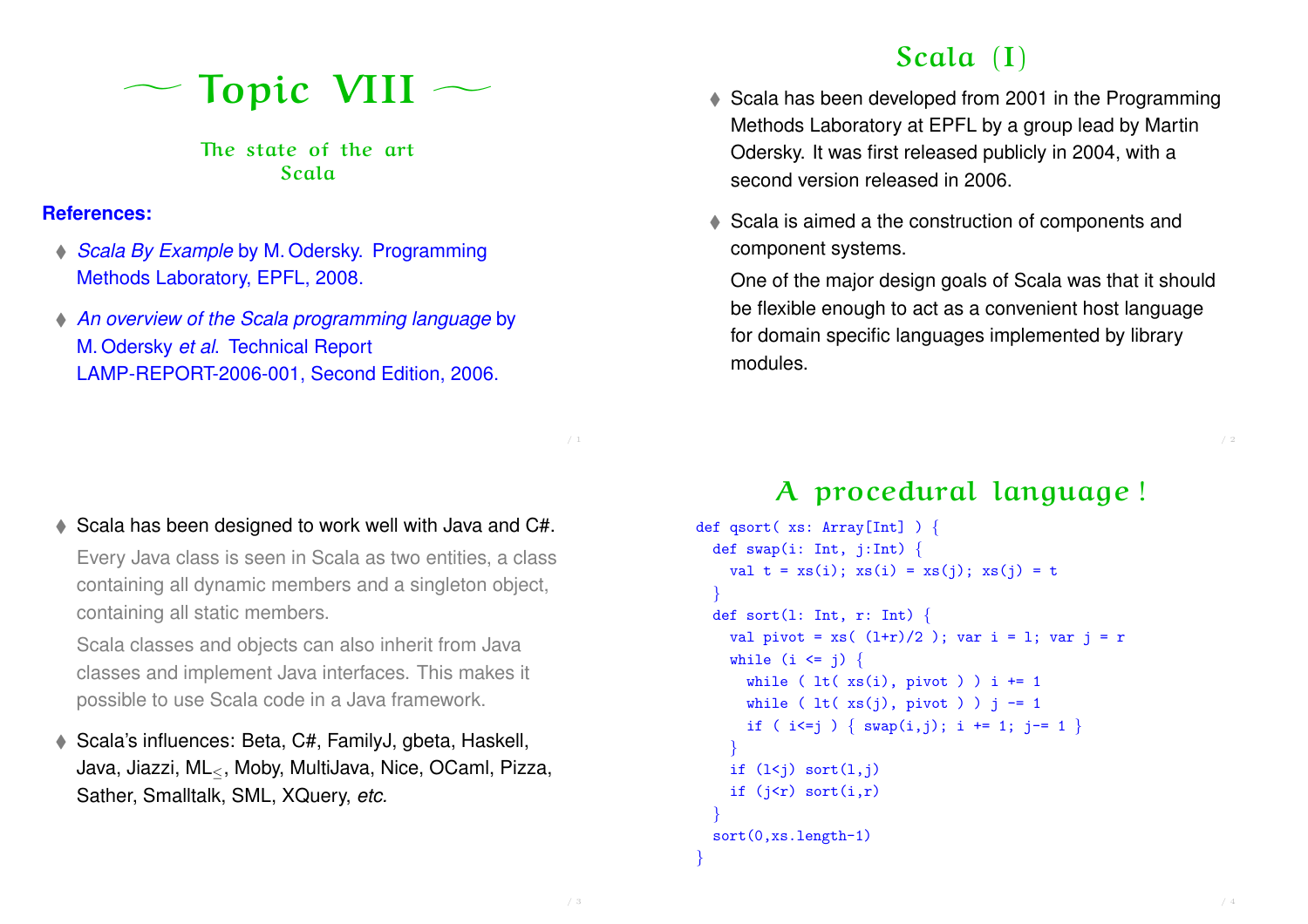# Topic VIII

## The state of the art
## Scala

**References:**

- *Scala By Example* by M. Odersky. Programming Methods Laboratory, EPFL, 2008.
- *An overview of the Scala programming language* by M. Odersky *et al*. Technical Report LAMP-REPORT-2006-001, Second Edition, 2006.

## Scala (I)

- Scala has been developed from 2001 in the Programming Methods Laboratory at EPFL by a group lead by Martin Odersky. It was first released publicly in 2004, with a second version released in 2006.
- Scala is aimed a the construction of components and component systems.

  One of the major design goals of Scala was that it should be flexible enough to act as a convenient host language for domain specific languages implemented by library modules.

- Scala has been designed to work well with Java and C#.

  Every Java class is seen in Scala as two entities, a class containing all dynamic members and a singleton object, containing all static members.

  Scala classes and objects can also inherit from Java classes and implement Java interfaces. This makes it possible to use Scala code in a Java framework.

- Scala's influences: Beta, C#, FamilyJ, gbeta, Haskell, Java, Jiazzi, $ML_{\leq}$, Moby, MultiJava, Nice, OCaml, Pizza, Sather, Smalltalk, SML, XQuery, *etc.*

## A procedural language !

```
def qsort( xs: Array[Int] ) {
  def swap(i: Int, j:Int) {
    val t = xs(i); xs(i) = xs(j); xs(j) = t
  }
  def sort(l: Int, r: Int) {
    val pivot = xs( (l+r)/2 ); var i = l; var j = r
    while (i <= j) {
      while ( lt( xs(i), pivot ) ) i += 1
      while ( lt( xs(j), pivot ) ) j -= 1
      if ( i<=j ) { swap(i,j); i += 1; j-= 1 }
    }
    if (l<j) sort(l,j)
    if (j<r) sort(i,r)
  }
  sort(0,xs.length-1)
}
```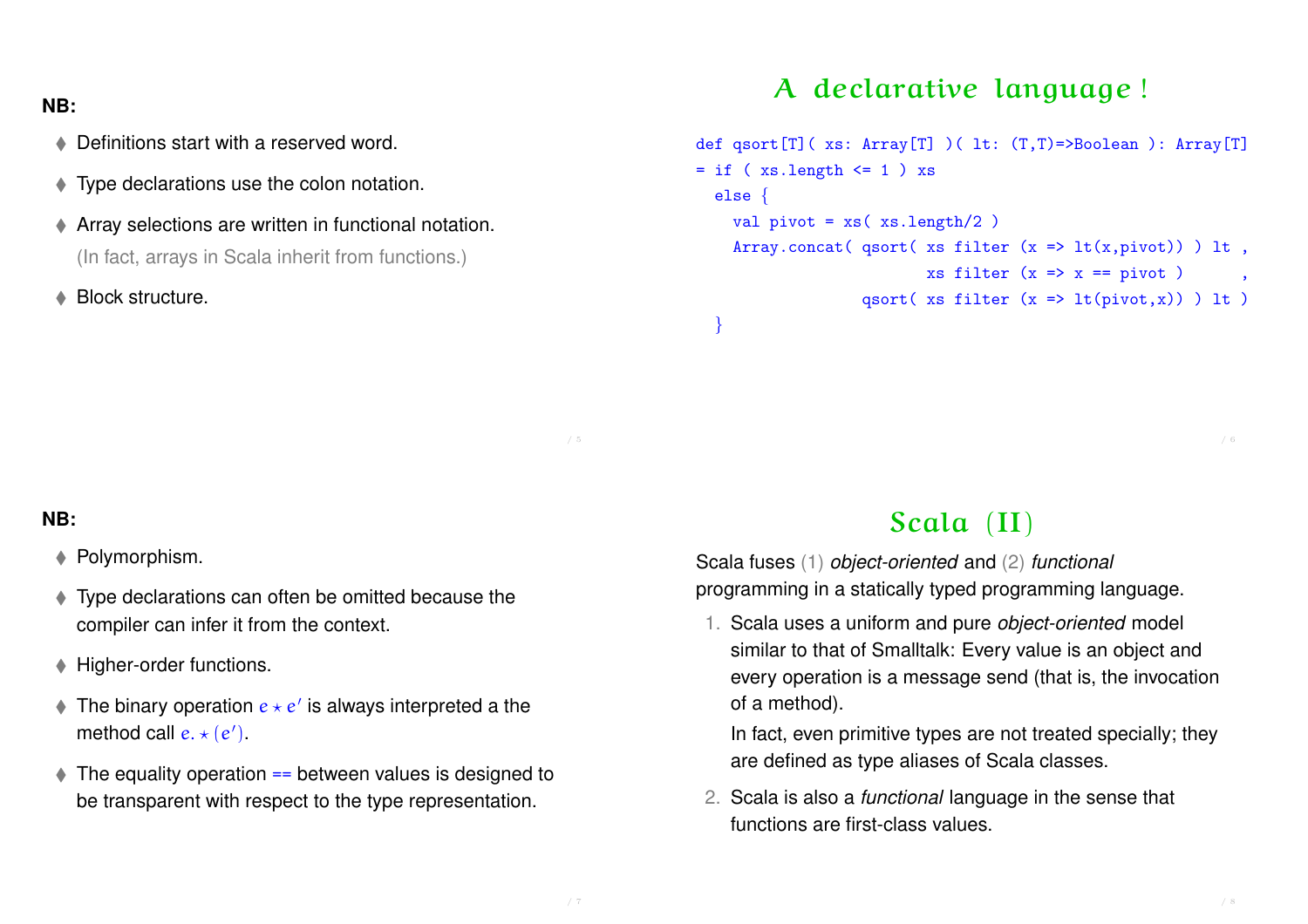**NB:**

- Definitions start with a reserved word.
- Type declarations use the colon notation.
- Array selections are written in functional notation.
  (In fact, arrays in Scala inherit from functions.)
- Block structure.

# A declarative language !

```
def qsort[T]( xs: Array[T] )( lt: (T,T)=>Boolean ): Array[T]
= if ( xs.length <= 1 ) xs
  else {
    val pivot = xs( xs.length/2 )
    Array.concat( qsort( xs filter (x => lt(x,pivot)) ) lt ,
                          xs filter (x => x == pivot )      ,
                  qsort( xs filter (x => lt(pivot,x)) ) lt )
  }
```

**NB:**

- Polymorphism.
- Type declarations can often be omitted because the compiler can infer it from the context.
- Higher-order functions.
- The binary operation $e \star e'$ is always interpreted a the method call $e.\star(e')$.
- The equality operation `==` between values is designed to be transparent with respect to the type representation.

# Scala (II)

Scala fuses (1) *object-oriented* and (2) *functional* programming in a statically typed programming language.

1. Scala uses a uniform and pure *object-oriented* model similar to that of Smalltalk: Every value is an object and every operation is a message send (that is, the invocation of a method).

   In fact, even primitive types are not treated specially; they are defined as type aliases of Scala classes.

2. Scala is also a *functional* language in the sense that functions are first-class values.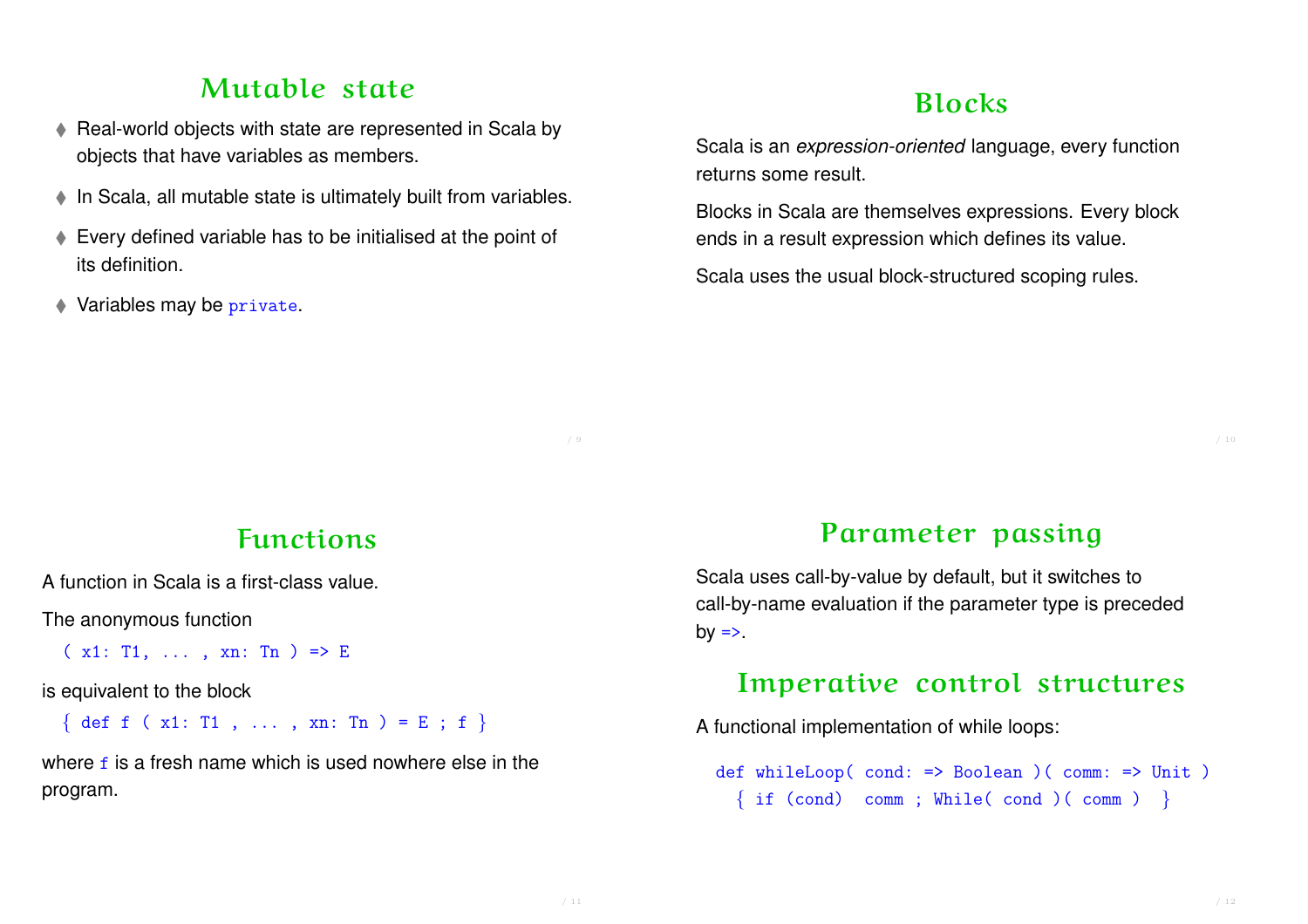## Mutable state

- Real-world objects with state are represented in Scala by objects that have variables as members.
- In Scala, all mutable state is ultimately built from variables.
- Every defined variable has to be initialised at the point of its definition.
- Variables may be `private`.

## Blocks

Scala is an *expression-oriented* language, every function returns some result.

Blocks in Scala are themselves expressions. Every block ends in a result expression which defines its value.

Scala uses the usual block-structured scoping rules.

## Functions

A function in Scala is a first-class value.

The anonymous function

```
( x1: T1, ... , xn: Tn ) => E
```

is equivalent to the block

```
{ def f ( x1: T1 , ... , xn: Tn ) = E ; f }
```

where `f` is a fresh name which is used nowhere else in the program.

## Parameter passing

Scala uses call-by-value by default, but it switches to call-by-name evaluation if the parameter type is preceded by `=>`.

## Imperative control structures

A functional implementation of while loops:

```
def whileLoop( cond: => Boolean )( comm: => Unit )
  { if (cond)  comm ; While( cond )( comm )  }
```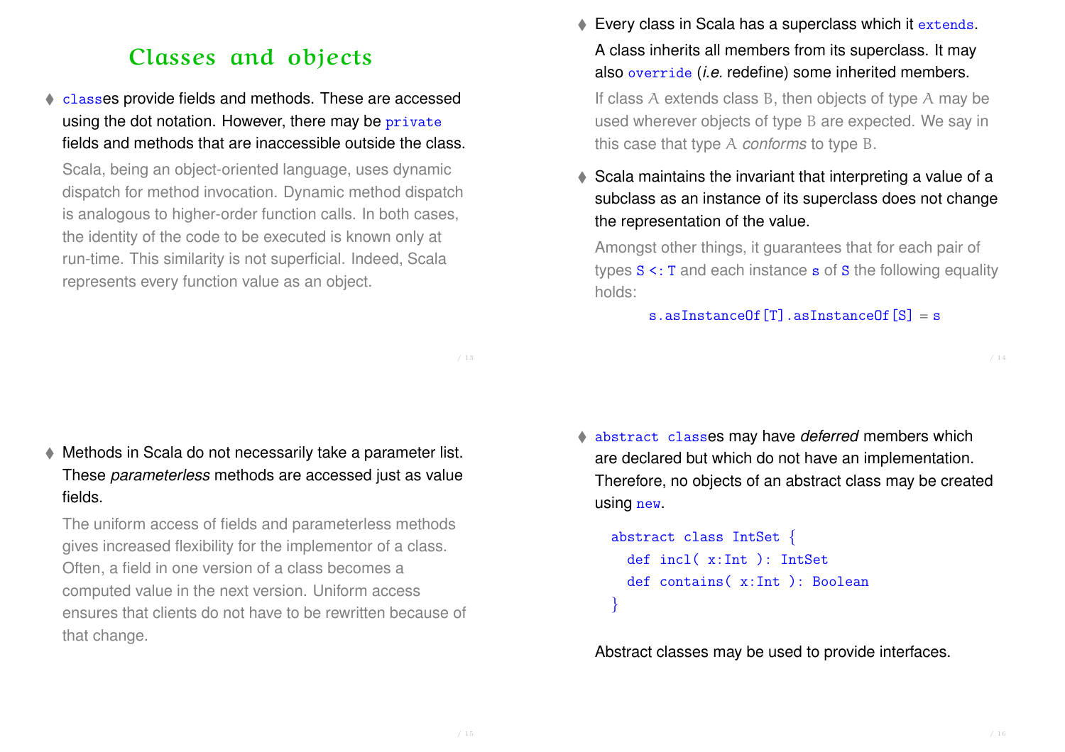# Classes and objects

- `class`es provide fields and methods. These are accessed using the dot notation. However, there may be `private` fields and methods that are inaccessible outside the class.

  Scala, being an object-oriented language, uses dynamic dispatch for method invocation. Dynamic method dispatch is analogous to higher-order function calls. In both cases, the identity of the code to be executed is known only at run-time. This similarity is not superficial. Indeed, Scala represents every function value as an object.

- Every class in Scala has a superclass which it `extends`.

  A class inherits all members from its superclass. It may also `override` (*i.e.* redefine) some inherited members.

  If class A extends class B, then objects of type A may be used wherever objects of type B are expected. We say in this case that type A *conforms* to type B.

- Scala maintains the invariant that interpreting a value of a subclass as an instance of its superclass does not change the representation of the value.

  Amongst other things, it guarantees that for each pair of types `S <: T` and each instance `s` of `S` the following equality holds:

  ```
  s.asInstanceOf[T].asInstanceOf[S] = s
  ```

- Methods in Scala do not necessarily take a parameter list. These *parameterless* methods are accessed just as value fields.

  The uniform access of fields and parameterless methods gives increased flexibility for the implementor of a class. Often, a field in one version of a class becomes a computed value in the next version. Uniform access ensures that clients do not have to be rewritten because of that change.

- `abstract class`es may have *deferred* members which are declared but which do not have an implementation. Therefore, no objects of an abstract class may be created using `new`.

  ```
  abstract class IntSet {
    def incl( x:Int ): IntSet
    def contains( x:Int ): Boolean
  }
  ```

  Abstract classes may be used to provide interfaces.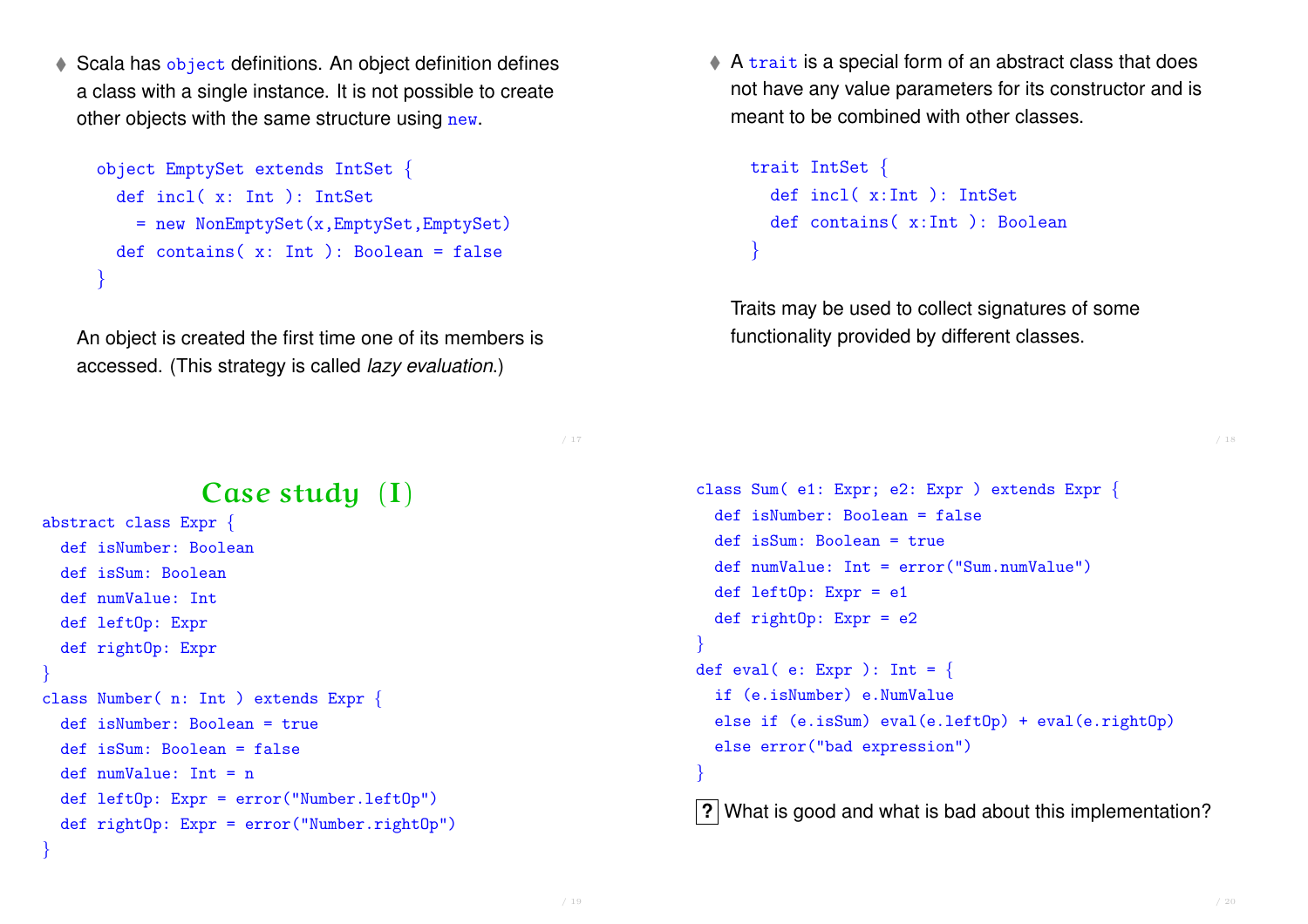- Scala has `object` definitions. An object definition defines a class with a single instance. It is not possible to create other objects with the same structure using `new`.

```
object EmptySet extends IntSet {
  def incl( x: Int ): IntSet
    = new NonEmptySet(x,EmptySet,EmptySet)
  def contains( x: Int ): Boolean = false
}
```

An object is created the first time one of its members is accessed. (This strategy is called *lazy evaluation*.)

- A `trait` is a special form of an abstract class that does not have any value parameters for its constructor and is meant to be combined with other classes.

```
trait IntSet {
  def incl( x:Int ): IntSet
  def contains( x:Int ): Boolean
}
```

Traits may be used to collect signatures of some functionality provided by different classes.

## Case study (I)

```
abstract class Expr {
  def isNumber: Boolean
  def isSum: Boolean
  def numValue: Int
  def leftOp: Expr
  def rightOp: Expr
}
class Number( n: Int ) extends Expr {
  def isNumber: Boolean = true
  def isSum: Boolean = false
  def numValue: Int = n
  def leftOp: Expr = error("Number.leftOp")
  def rightOp: Expr = error("Number.rightOp")
}
```

```
class Sum( e1: Expr; e2: Expr ) extends Expr {
  def isNumber: Boolean = false
  def isSum: Boolean = true
  def numValue: Int = error("Sum.numValue")
  def leftOp: Expr = e1
  def rightOp: Expr = e2
}
def eval( e: Expr ): Int = {
  if (e.isNumber) e.NumValue
  else if (e.isSum) eval(e.leftOp) + eval(e.rightOp)
  else error("bad expression")
}
```

**?** What is good and what is bad about this implementation?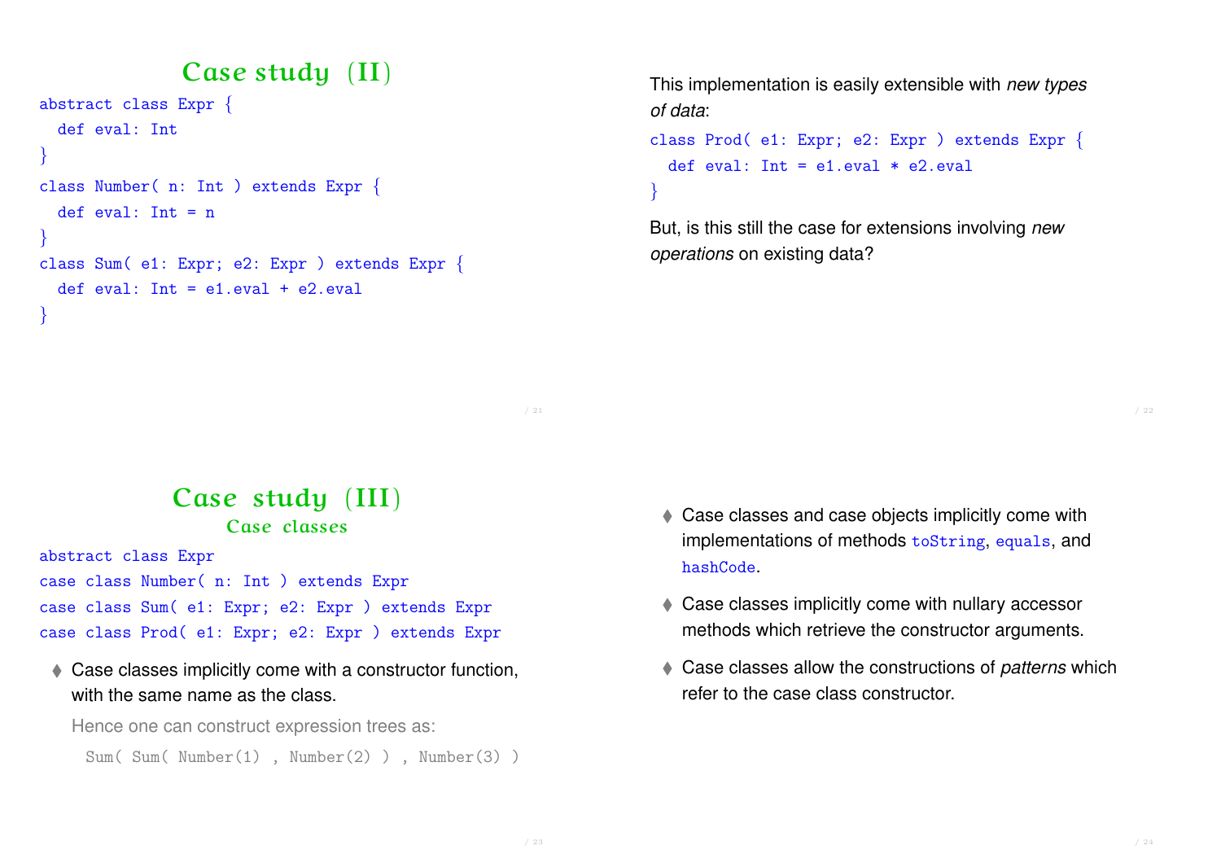# Case study (II)

```
abstract class Expr {
  def eval: Int
}
class Number( n: Int ) extends Expr {
  def eval: Int = n
}
class Sum( e1: Expr; e2: Expr ) extends Expr {
  def eval: Int = e1.eval + e2.eval
}
```

This implementation is easily extensible with *new types of data*:

```
class Prod( e1: Expr; e2: Expr ) extends Expr {
  def eval: Int = e1.eval * e2.eval
}
```

But, is this still the case for extensions involving *new operations* on existing data?

# Case study (III)

## Case classes

```
abstract class Expr
case class Number( n: Int ) extends Expr
case class Sum( e1: Expr; e2: Expr ) extends Expr
case class Prod( e1: Expr; e2: Expr ) extends Expr
```

- Case classes implicitly come with a constructor function, with the same name as the class.

  Hence one can construct expression trees as:

  ```
  Sum( Sum( Number(1) , Number(2) ) , Number(3) )
  ```

- Case classes and case objects implicitly come with implementations of methods `toString`, `equals`, and `hashCode`.
- Case classes implicitly come with nullary accessor methods which retrieve the constructor arguments.
- Case classes allow the constructions of *patterns* which refer to the case class constructor.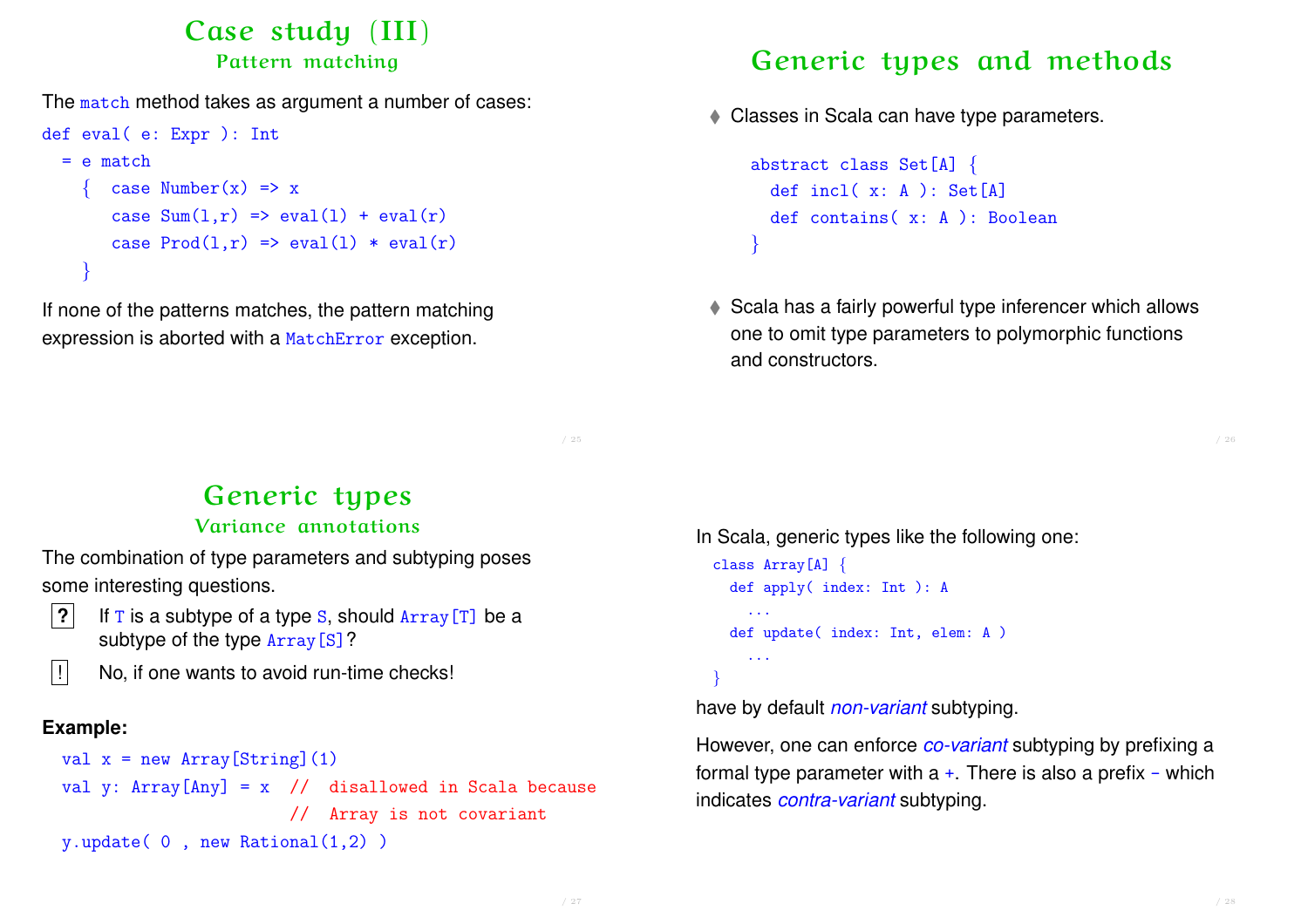# Case study (III)

## Pattern matching

The `match` method takes as argument a number of cases:

```
def eval( e: Expr ): Int
  = e match
    {  case Number(x) => x
       case Sum(l,r) => eval(l) + eval(r)
       case Prod(l,r) => eval(l) * eval(r)
    }
```

If none of the patterns matches, the pattern matching expression is aborted with a `MatchError` exception.

# Generic types and methods

- Classes in Scala can have type parameters.

```
abstract class Set[A] {
  def incl( x: A ): Set[A]
  def contains( x: A ): Boolean
}
```

- Scala has a fairly powerful type inferencer which allows one to omit type parameters to polymorphic functions and constructors.

# Generic types

## Variance annotations

The combination of type parameters and subtyping poses some interesting questions.

**?** If `T` is a subtype of a type `S`, should `Array[T]` be a subtype of the type `Array[S]`?

**!** No, if one wants to avoid run-time checks!

**Example:**

```
val x = new Array[String](1)
val y: Array[Any] = x  //  disallowed in Scala because
                       //  Array is not covariant
y.update( 0 , new Rational(1,2) )
```

In Scala, generic types like the following one:

```
class Array[A] {
  def apply( index: Int ): A
    ...
  def update( index: Int, elem: A )
    ...
}
```

have by default *non-variant* subtyping.

However, one can enforce *co-variant* subtyping by prefixing a formal type parameter with a `+`. There is also a prefix `-` which indicates *contra-variant* subtyping.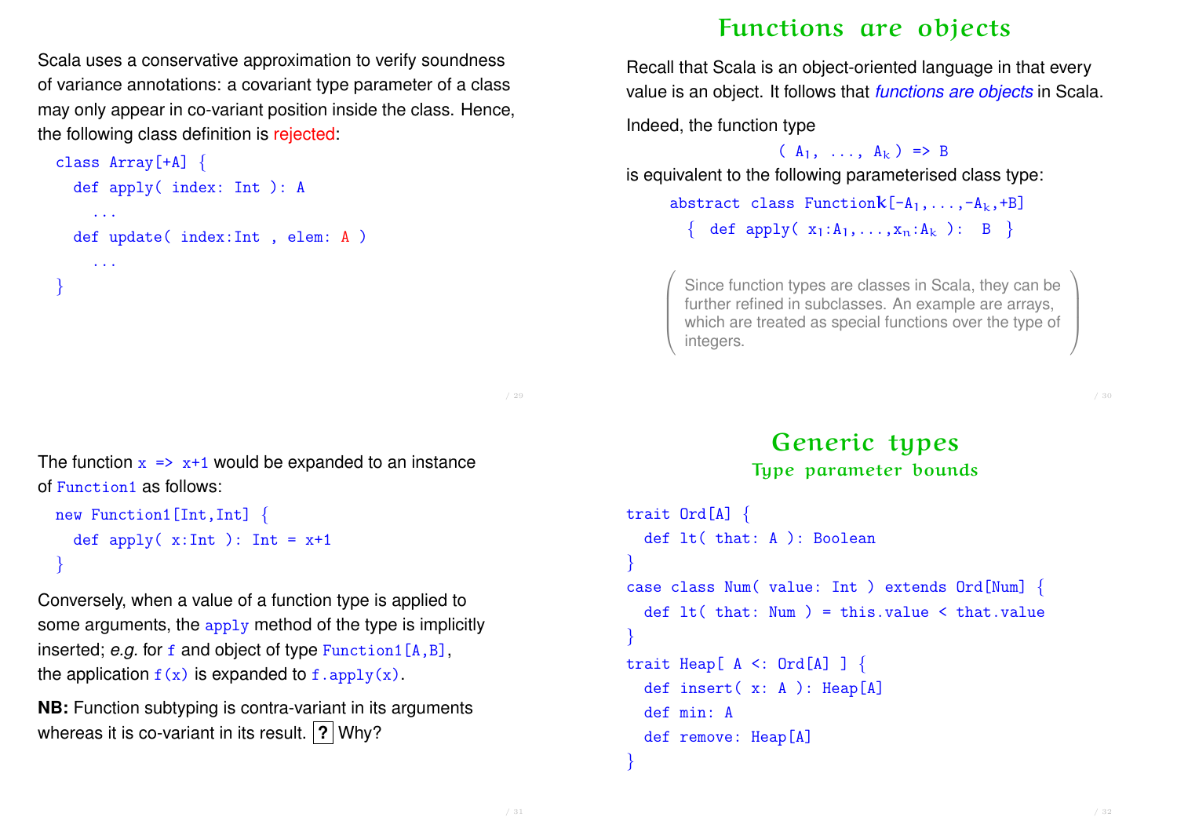Scala uses a conservative approximation to verify soundness of variance annotations: a covariant type parameter of a class may only appear in co-variant position inside the class. Hence, the following class definition is rejected:

```
class Array[+A] {
  def apply( index: Int ): A
    ...
  def update( index:Int , elem: A )
    ...
}
```

## Functions are objects

Recall that Scala is an object-oriented language in that every value is an object. It follows that *functions are objects* in Scala.

Indeed, the function type

$$( A_1, \ldots, A_k ) \Rightarrow B$$

is equivalent to the following parameterised class type:

```
abstract class Functionk[-A1,...,-Ak,+B]
  { def apply( x1:A1,...,xn:Ak ):  B  }
```

Since function types are classes in Scala, they can be further refined in subclasses. An example are arrays, which are treated as special functions over the type of integers.

The function `x => x+1` would be expanded to an instance of `Function1` as follows:

```
new Function1[Int,Int] {
  def apply( x:Int ): Int = x+1
}
```

Conversely, when a value of a function type is applied to some arguments, the `apply` method of the type is implicitly inserted; *e.g.* for `f` and object of type `Function1[A,B]`, the application `f(x)` is expanded to `f.apply(x)`.

**NB:** Function subtyping is contra-variant in its arguments whereas it is co-variant in its result. **?** Why?

## Generic types

### Type parameter bounds

```
trait Ord[A] {
  def lt( that: A ): Boolean
}
case class Num( value: Int ) extends Ord[Num] {
  def lt( that: Num ) = this.value < that.value
}
trait Heap[ A <: Ord[A] ] {
  def insert( x: A ): Heap[A]
  def min: A
  def remove: Heap[A]
}
```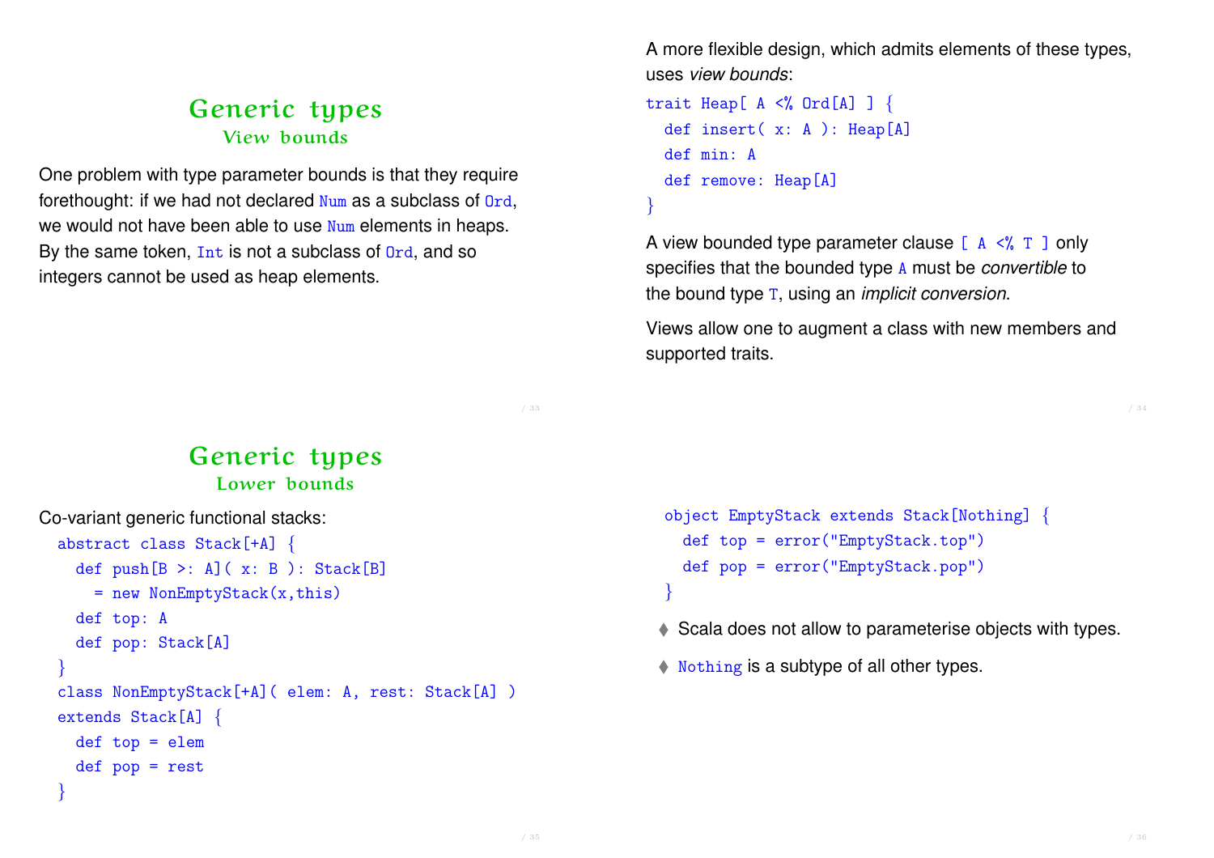# Generic types
## View bounds

One problem with type parameter bounds is that they require forethought: if we had not declared `Num` as a subclass of `Ord`, we would not have been able to use `Num` elements in heaps. By the same token, `Int` is not a subclass of `Ord`, and so integers cannot be used as heap elements.

A more flexible design, which admits elements of these types, uses *view bounds*:

```
trait Heap[ A <% Ord[A] ] {
  def insert( x: A ): Heap[A]
  def min: A
  def remove: Heap[A]
}
```

A view bounded type parameter clause `[ A <% T ]` only specifies that the bounded type `A` must be *convertible* to the bound type `T`, using an *implicit conversion*.

Views allow one to augment a class with new members and supported traits.

# Generic types
## Lower bounds

Co-variant generic functional stacks:

```
abstract class Stack[+A] {
  def push[B >: A]( x: B ): Stack[B]
    = new NonEmptyStack(x,this)
  def top: A
  def pop: Stack[A]
}
class NonEmptyStack[+A]( elem: A, rest: Stack[A] )
extends Stack[A] {
  def top = elem
  def pop = rest
}
```

```
object EmptyStack extends Stack[Nothing] {
  def top = error("EmptyStack.top")
  def pop = error("EmptyStack.pop")
}
```

- Scala does not allow to parameterise objects with types.
- `Nothing` is a subtype of all other types.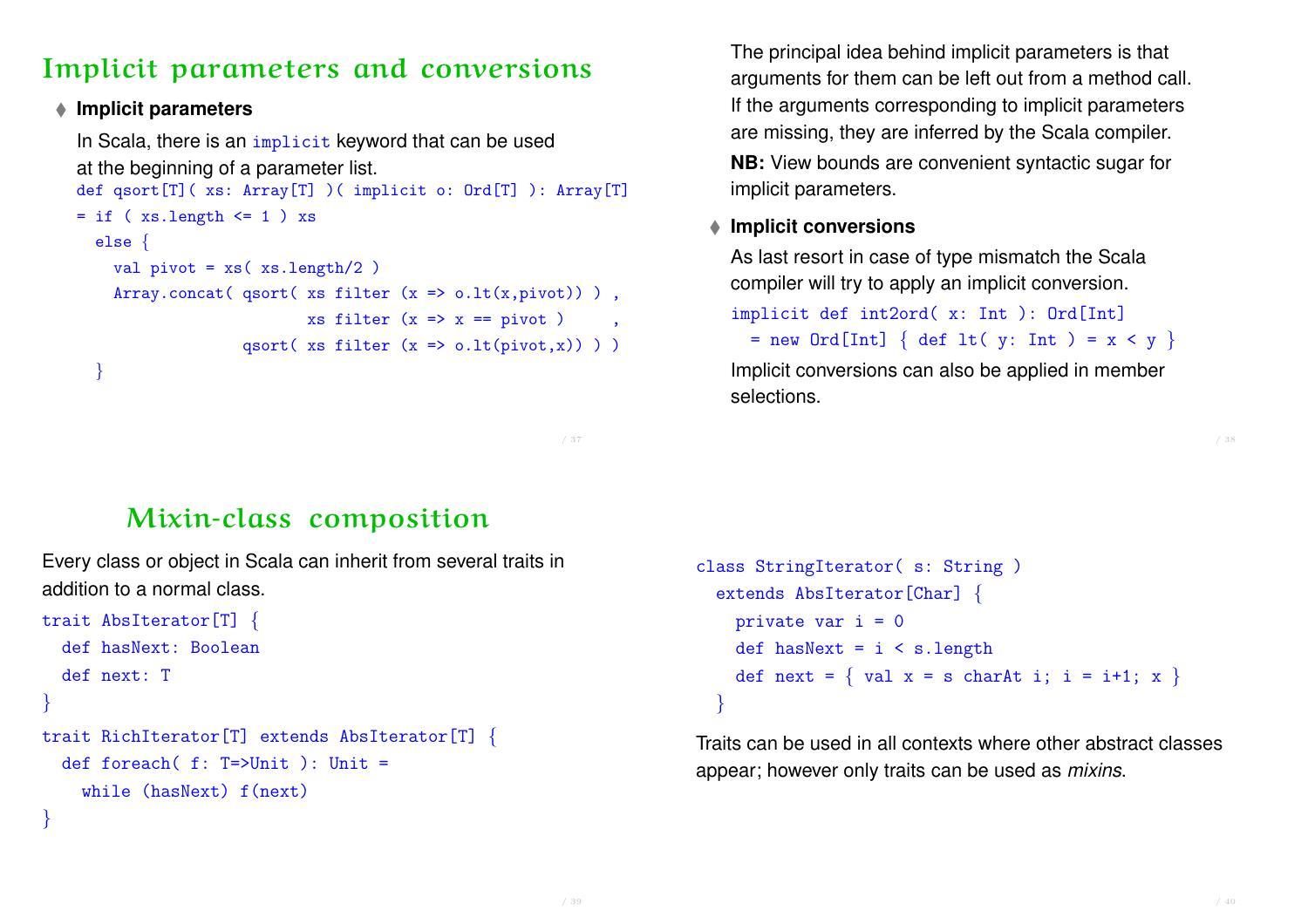# Implicit parameters and conversions

- **Implicit parameters**

  In Scala, there is an `implicit` keyword that can be used at the beginning of a parameter list.

```
def qsort[T]( xs: Array[T] )( implicit o: Ord[T] ): Array[T]
= if ( xs.length <= 1 ) xs
  else {
    val pivot = xs( xs.length/2 )
    Array.concat( qsort( xs filter (x => o.lt(x,pivot)) ) ,
                         xs filter (x => x == pivot )     ,
                  qsort( xs filter (x => o.lt(pivot,x)) ) )
  }
```

The principal idea behind implicit parameters is that arguments for them can be left out from a method call. If the arguments corresponding to implicit parameters are missing, they are inferred by the Scala compiler.

**NB:** View bounds are convenient syntactic sugar for implicit parameters.

- **Implicit conversions**

  As last resort in case of type mismatch the Scala compiler will try to apply an implicit conversion.

```
implicit def int2ord( x: Int ): Ord[Int]
  = new Ord[Int] { def lt( y: Int ) = x < y }
```

Implicit conversions can also be applied in member selections.

# Mixin-class composition

Every class or object in Scala can inherit from several traits in addition to a normal class.

```
trait AbsIterator[T] {
  def hasNext: Boolean
  def next: T
}
trait RichIterator[T] extends AbsIterator[T] {
  def foreach( f: T=>Unit ): Unit =
    while (hasNext) f(next)
}
```

```
class StringIterator( s: String )
  extends AbsIterator[Char] {
    private var i = 0
    def hasNext = i < s.length
    def next = { val x = s charAt i; i = i+1; x }
  }
```

Traits can be used in all contexts where other abstract classes appear; however only traits can be used as *mixins*.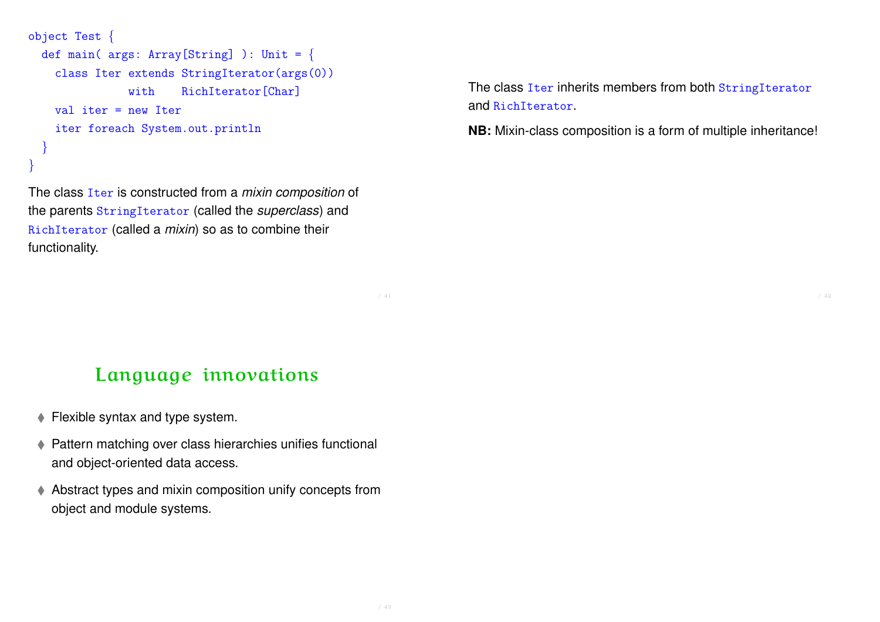```
object Test {
  def main( args: Array[String] ): Unit = {
    class Iter extends StringIterator(args(0))
               with    RichIterator[Char]
    val iter = new Iter
    iter foreach System.out.println
  }
}
```

The class `Iter` is constructed from a *mixin composition* of the parents `StringIterator` (called the *superclass*) and `RichIterator` (called a *mixin*) so as to combine their functionality.

The class `Iter` inherits members from both `StringIterator` and `RichIterator`.

**NB:** Mixin-class composition is a form of multiple inheritance!

## Language innovations

- Flexible syntax and type system.
- Pattern matching over class hierarchies unifies functional and object-oriented data access.
- Abstract types and mixin composition unify concepts from object and module systems.